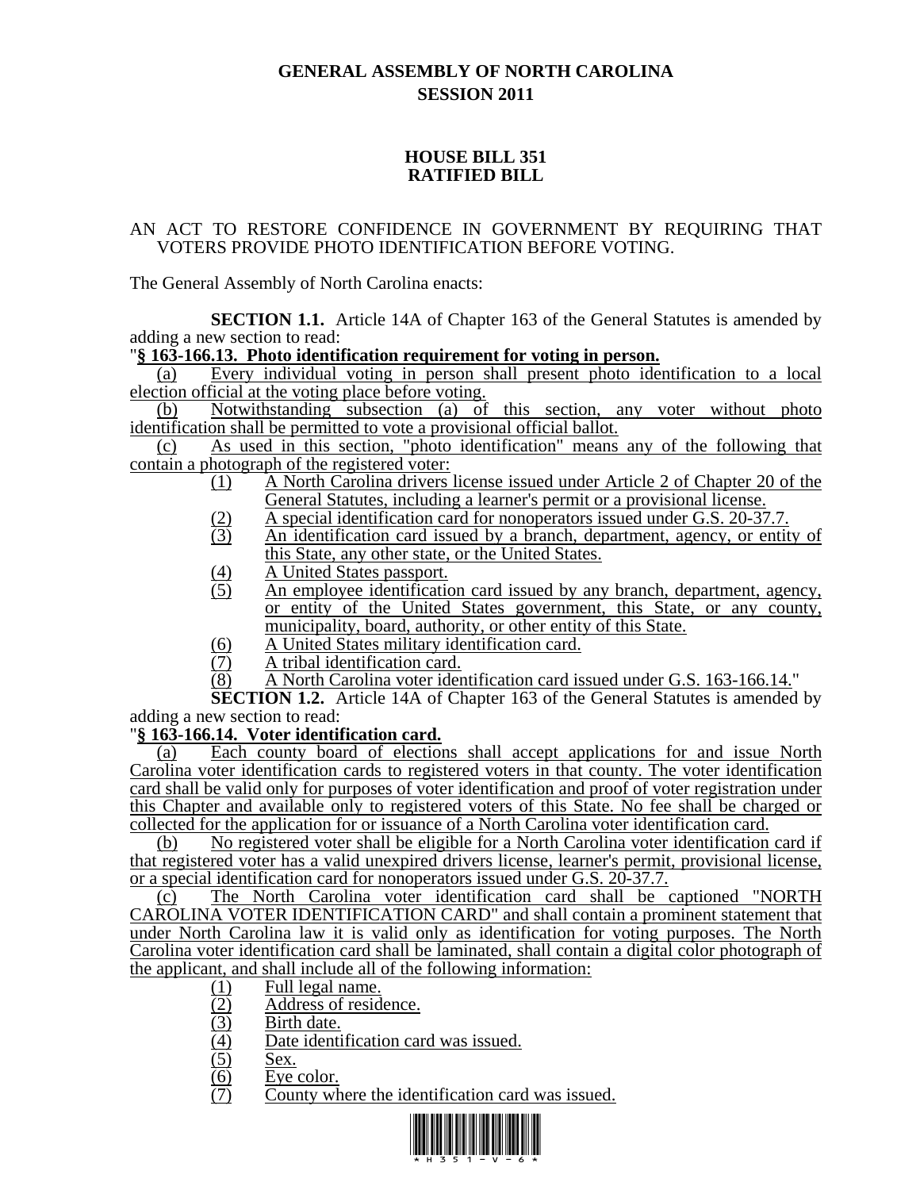# GENERAL ASSEMBLY OF NORTH CAROLINA
## SESSION 2011

## HOUSE BILL 351
## RATIFIED BILL

AN ACT TO RESTORE CONFIDENCE IN GOVERNMENT BY REQUIRING THAT VOTERS PROVIDE PHOTO IDENTIFICATION BEFORE VOTING.

The General Assembly of North Carolina enacts:

**SECTION 1.1.** Article 14A of Chapter 163 of the General Statutes is amended by adding a new section to read:

"**§ 163-166.13. Photo identification requirement for voting in person.**

(a) Every individual voting in person shall present photo identification to a local election official at the voting place before voting.

(b) Notwithstanding subsection (a) of this section, any voter without photo identification shall be permitted to vote a provisional official ballot.

(c) As used in this section, "photo identification" means any of the following that contain a photograph of the registered voter:

(1) A North Carolina drivers license issued under Article 2 of Chapter 20 of the General Statutes, including a learner's permit or a provisional license.
(2) A special identification card for nonoperators issued under G.S. 20-37.7.
(3) An identification card issued by a branch, department, agency, or entity of this State, any other state, or the United States.
(4) A United States passport.
(5) An employee identification card issued by any branch, department, agency, or entity of the United States government, this State, or any county, municipality, board, authority, or other entity of this State.
(6) A United States military identification card.
(7) A tribal identification card.
(8) A North Carolina voter identification card issued under G.S. 163-166.14."

**SECTION 1.2.** Article 14A of Chapter 163 of the General Statutes is amended by adding a new section to read:

"**§ 163-166.14. Voter identification card.**

(a) Each county board of elections shall accept applications for and issue North Carolina voter identification cards to registered voters in that county. The voter identification card shall be valid only for purposes of voter identification and proof of voter registration under this Chapter and available only to registered voters of this State. No fee shall be charged or collected for the application for or issuance of a North Carolina voter identification card.

(b) No registered voter shall be eligible for a North Carolina voter identification card if that registered voter has a valid unexpired drivers license, learner's permit, provisional license, or a special identification card for nonoperators issued under G.S. 20-37.7.

(c) The North Carolina voter identification card shall be captioned "NORTH CAROLINA VOTER IDENTIFICATION CARD" and shall contain a prominent statement that under North Carolina law it is valid only as identification for voting purposes. The North Carolina voter identification card shall be laminated, shall contain a digital color photograph of the applicant, and shall include all of the following information:

(1) Full legal name.
(2) Address of residence.
(3) Birth date.
(4) Date identification card was issued.
(5) Sex.
(6) Eye color.
(7) County where the identification card was issued.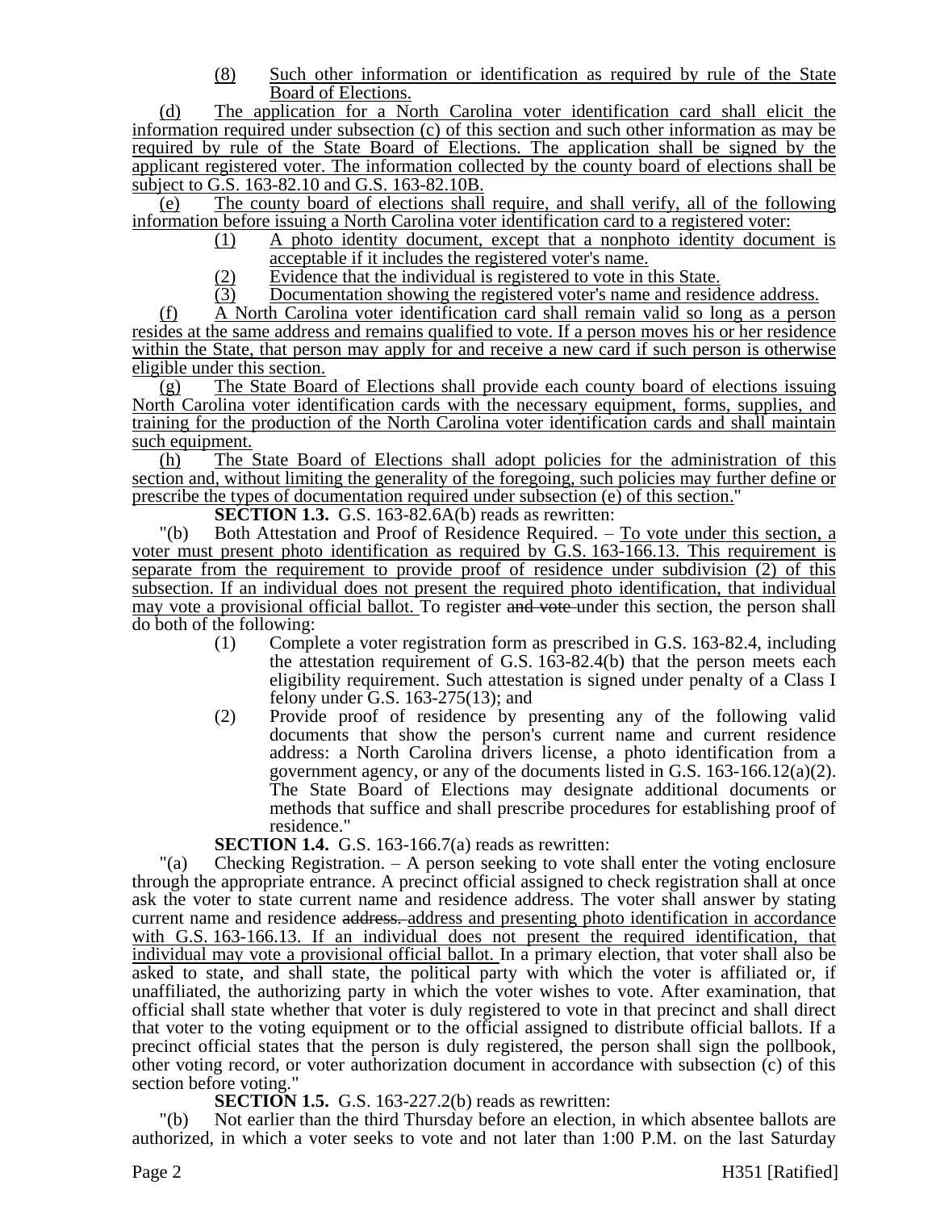(8) Such other information or identification as required by rule of the State Board of Elections.

(d) The application for a North Carolina voter identification card shall elicit the information required under subsection (c) of this section and such other information as may be required by rule of the State Board of Elections. The application shall be signed by the applicant registered voter. The information collected by the county board of elections shall be subject to G.S. 163-82.10 and G.S. 163-82.10B.

(e) The county board of elections shall require, and shall verify, all of the following information before issuing a North Carolina voter identification card to a registered voter:

(1) A photo identity document, except that a nonphoto identity document is acceptable if it includes the registered voter's name.

(2) Evidence that the individual is registered to vote in this State.

(3) Documentation showing the registered voter's name and residence address.

(f) A North Carolina voter identification card shall remain valid so long as a person resides at the same address and remains qualified to vote. If a person moves his or her residence within the State, that person may apply for and receive a new card if such person is otherwise eligible under this section.

(g) The State Board of Elections shall provide each county board of elections issuing North Carolina voter identification cards with the necessary equipment, forms, supplies, and training for the production of the North Carolina voter identification cards and shall maintain such equipment.

(h) The State Board of Elections shall adopt policies for the administration of this section and, without limiting the generality of the foregoing, such policies may further define or prescribe the types of documentation required under subsection (e) of this section."

**SECTION 1.3.** G.S. 163-82.6A(b) reads as rewritten:

"(b) Both Attestation and Proof of Residence Required. – To vote under this section, a voter must present photo identification as required by G.S. 163-166.13. This requirement is separate from the requirement to provide proof of residence under subdivision (2) of this subsection. If an individual does not present the required photo identification, that individual may vote a provisional official ballot. To register ~~and vote~~ under this section, the person shall do both of the following:

(1) Complete a voter registration form as prescribed in G.S. 163-82.4, including the attestation requirement of G.S. 163-82.4(b) that the person meets each eligibility requirement. Such attestation is signed under penalty of a Class I felony under G.S. 163-275(13); and

(2) Provide proof of residence by presenting any of the following valid documents that show the person's current name and current residence address: a North Carolina drivers license, a photo identification from a government agency, or any of the documents listed in G.S. 163-166.12(a)(2). The State Board of Elections may designate additional documents or methods that suffice and shall prescribe procedures for establishing proof of residence."

**SECTION 1.4.** G.S. 163-166.7(a) reads as rewritten:

"(a) Checking Registration. – A person seeking to vote shall enter the voting enclosure through the appropriate entrance. A precinct official assigned to check registration shall at once ask the voter to state current name and residence address. The voter shall answer by stating current name and residence ~~address.~~ address and presenting photo identification in accordance with G.S. 163-166.13. If an individual does not present the required identification, that individual may vote a provisional official ballot. In a primary election, that voter shall also be asked to state, and shall state, the political party with which the voter is affiliated or, if unaffiliated, the authorizing party in which the voter wishes to vote. After examination, that official shall state whether that voter is duly registered to vote in that precinct and shall direct that voter to the voting equipment or to the official assigned to distribute official ballots. If a precinct official states that the person is duly registered, the person shall sign the pollbook, other voting record, or voter authorization document in accordance with subsection (c) of this section before voting."

**SECTION 1.5.** G.S. 163-227.2(b) reads as rewritten:

"(b) Not earlier than the third Thursday before an election, in which absentee ballots are authorized, in which a voter seeks to vote and not later than 1:00 P.M. on the last Saturday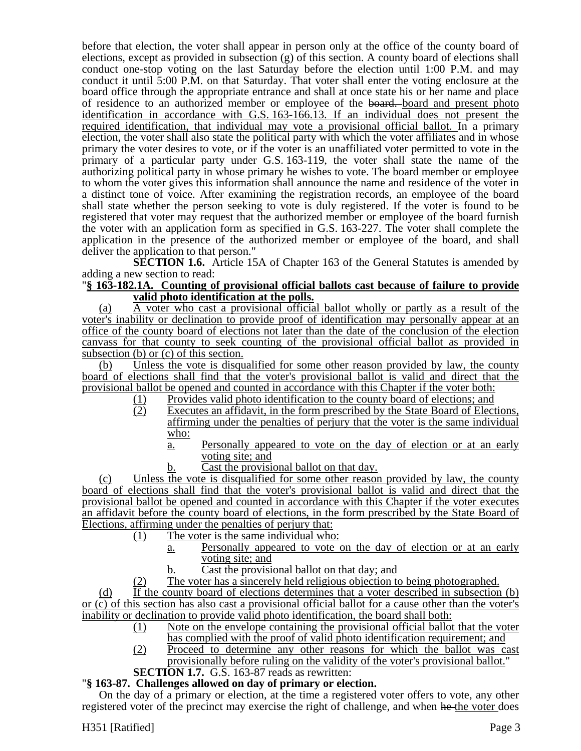before that election, the voter shall appear in person only at the office of the county board of elections, except as provided in subsection (g) of this section. A county board of elections shall conduct one-stop voting on the last Saturday before the election until 1:00 P.M. and may conduct it until 5:00 P.M. on that Saturday. That voter shall enter the voting enclosure at the board office through the appropriate entrance and shall at once state his or her name and place of residence to an authorized member or employee of the ~~board.~~ board and present photo identification in accordance with G.S. 163-166.13. If an individual does not present the required identification, that individual may vote a provisional official ballot. In a primary election, the voter shall also state the political party with which the voter affiliates and in whose primary the voter desires to vote, or if the voter is an unaffiliated voter permitted to vote in the primary of a particular party under G.S. 163-119, the voter shall state the name of the authorizing political party in whose primary he wishes to vote. The board member or employee to whom the voter gives this information shall announce the name and residence of the voter in a distinct tone of voice. After examining the registration records, an employee of the board shall state whether the person seeking to vote is duly registered. If the voter is found to be registered that voter may request that the authorized member or employee of the board furnish the voter with an application form as specified in G.S. 163-227. The voter shall complete the application in the presence of the authorized member or employee of the board, and shall deliver the application to that person."

**SECTION 1.6.** Article 15A of Chapter 163 of the General Statutes is amended by adding a new section to read:

"**§ 163-182.1A. Counting of provisional official ballots cast because of failure to provide valid photo identification at the polls.**

(a) A voter who cast a provisional official ballot wholly or partly as a result of the voter's inability or declination to provide proof of identification may personally appear at an office of the county board of elections not later than the date of the conclusion of the election canvass for that county to seek counting of the provisional official ballot as provided in subsection (b) or (c) of this section.

(b) Unless the vote is disqualified for some other reason provided by law, the county board of elections shall find that the voter's provisional ballot is valid and direct that the provisional ballot be opened and counted in accordance with this Chapter if the voter both:

(1) Provides valid photo identification to the county board of elections; and

(2) Executes an affidavit, in the form prescribed by the State Board of Elections, affirming under the penalties of perjury that the voter is the same individual who:

a. Personally appeared to vote on the day of election or at an early voting site; and

b. Cast the provisional ballot on that day.

(c) Unless the vote is disqualified for some other reason provided by law, the county board of elections shall find that the voter's provisional ballot is valid and direct that the provisional ballot be opened and counted in accordance with this Chapter if the voter executes an affidavit before the county board of elections, in the form prescribed by the State Board of Elections, affirming under the penalties of perjury that:

(1) The voter is the same individual who:

a. Personally appeared to vote on the day of election or at an early voting site; and

b. Cast the provisional ballot on that day; and

(2) The voter has a sincerely held religious objection to being photographed.

(d) If the county board of elections determines that a voter described in subsection (b) or (c) of this section has also cast a provisional official ballot for a cause other than the voter's inability or declination to provide valid photo identification, the board shall both:

(1) Note on the envelope containing the provisional official ballot that the voter has complied with the proof of valid photo identification requirement; and

(2) Proceed to determine any other reasons for which the ballot was cast provisionally before ruling on the validity of the voter's provisional ballot."

**SECTION 1.7.** G.S. 163-87 reads as rewritten:

"**§ 163-87. Challenges allowed on day of primary or election.**

On the day of a primary or election, at the time a registered voter offers to vote, any other registered voter of the precinct may exercise the right of challenge, and when ~~he~~ the voter does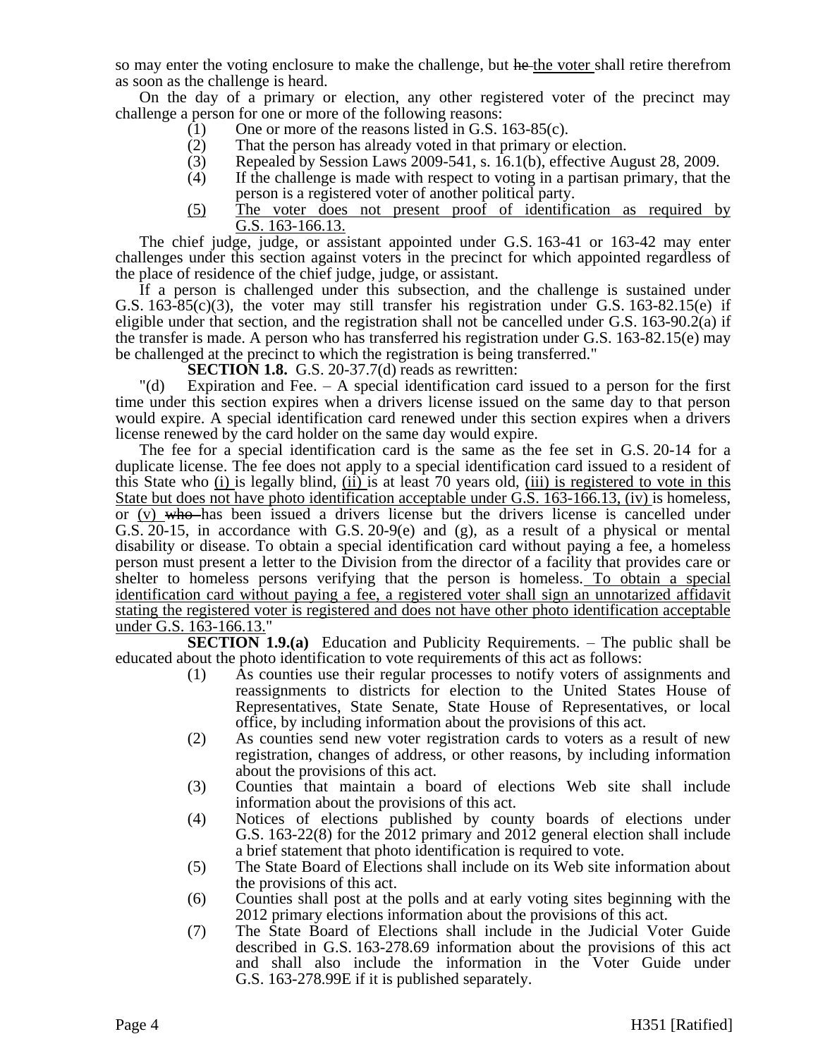so may enter the voting enclosure to make the challenge, but ~~he~~ the voter shall retire therefrom as soon as the challenge is heard.

On the day of a primary or election, any other registered voter of the precinct may challenge a person for one or more of the following reasons:

(1) One or more of the reasons listed in G.S. 163-85(c).

(2) That the person has already voted in that primary or election.

(3) Repealed by Session Laws 2009-541, s. 16.1(b), effective August 28, 2009.

(4) If the challenge is made with respect to voting in a partisan primary, that the person is a registered voter of another political party.

(5) The voter does not present proof of identification as required by G.S. 163-166.13.

The chief judge, judge, or assistant appointed under G.S. 163-41 or 163-42 may enter challenges under this section against voters in the precinct for which appointed regardless of the place of residence of the chief judge, judge, or assistant.

If a person is challenged under this subsection, and the challenge is sustained under G.S. 163-85(c)(3), the voter may still transfer his registration under G.S. 163-82.15(e) if eligible under that section, and the registration shall not be cancelled under G.S. 163-90.2(a) if the transfer is made. A person who has transferred his registration under G.S. 163-82.15(e) may be challenged at the precinct to which the registration is being transferred."

**SECTION 1.8.** G.S. 20-37.7(d) reads as rewritten:

"(d) Expiration and Fee. – A special identification card issued to a person for the first time under this section expires when a drivers license issued on the same day to that person would expire. A special identification card renewed under this section expires when a drivers license renewed by the card holder on the same day would expire.

The fee for a special identification card is the same as the fee set in G.S. 20-14 for a duplicate license. The fee does not apply to a special identification card issued to a resident of this State who (i) is legally blind, (ii) is at least 70 years old, (iii) is registered to vote in this State but does not have photo identification acceptable under G.S. 163-166.13, (iv) is homeless, or (v) ~~who~~ has been issued a drivers license but the drivers license is cancelled under G.S. 20-15, in accordance with G.S. 20-9(e) and (g), as a result of a physical or mental disability or disease. To obtain a special identification card without paying a fee, a homeless person must present a letter to the Division from the director of a facility that provides care or shelter to homeless persons verifying that the person is homeless. To obtain a special identification card without paying a fee, a registered voter shall sign an unnotarized affidavit stating the registered voter is registered and does not have other photo identification acceptable under G.S. 163-166.13."

**SECTION 1.9.(a)** Education and Publicity Requirements. – The public shall be educated about the photo identification to vote requirements of this act as follows:

(1) As counties use their regular processes to notify voters of assignments and reassignments to districts for election to the United States House of Representatives, State Senate, State House of Representatives, or local office, by including information about the provisions of this act.

(2) As counties send new voter registration cards to voters as a result of new registration, changes of address, or other reasons, by including information about the provisions of this act.

(3) Counties that maintain a board of elections Web site shall include information about the provisions of this act.

(4) Notices of elections published by county boards of elections under G.S. 163-22(8) for the 2012 primary and 2012 general election shall include a brief statement that photo identification is required to vote.

(5) The State Board of Elections shall include on its Web site information about the provisions of this act.

(6) Counties shall post at the polls and at early voting sites beginning with the 2012 primary elections information about the provisions of this act.

(7) The State Board of Elections shall include in the Judicial Voter Guide described in G.S. 163-278.69 information about the provisions of this act and shall also include the information in the Voter Guide under G.S. 163-278.99E if it is published separately.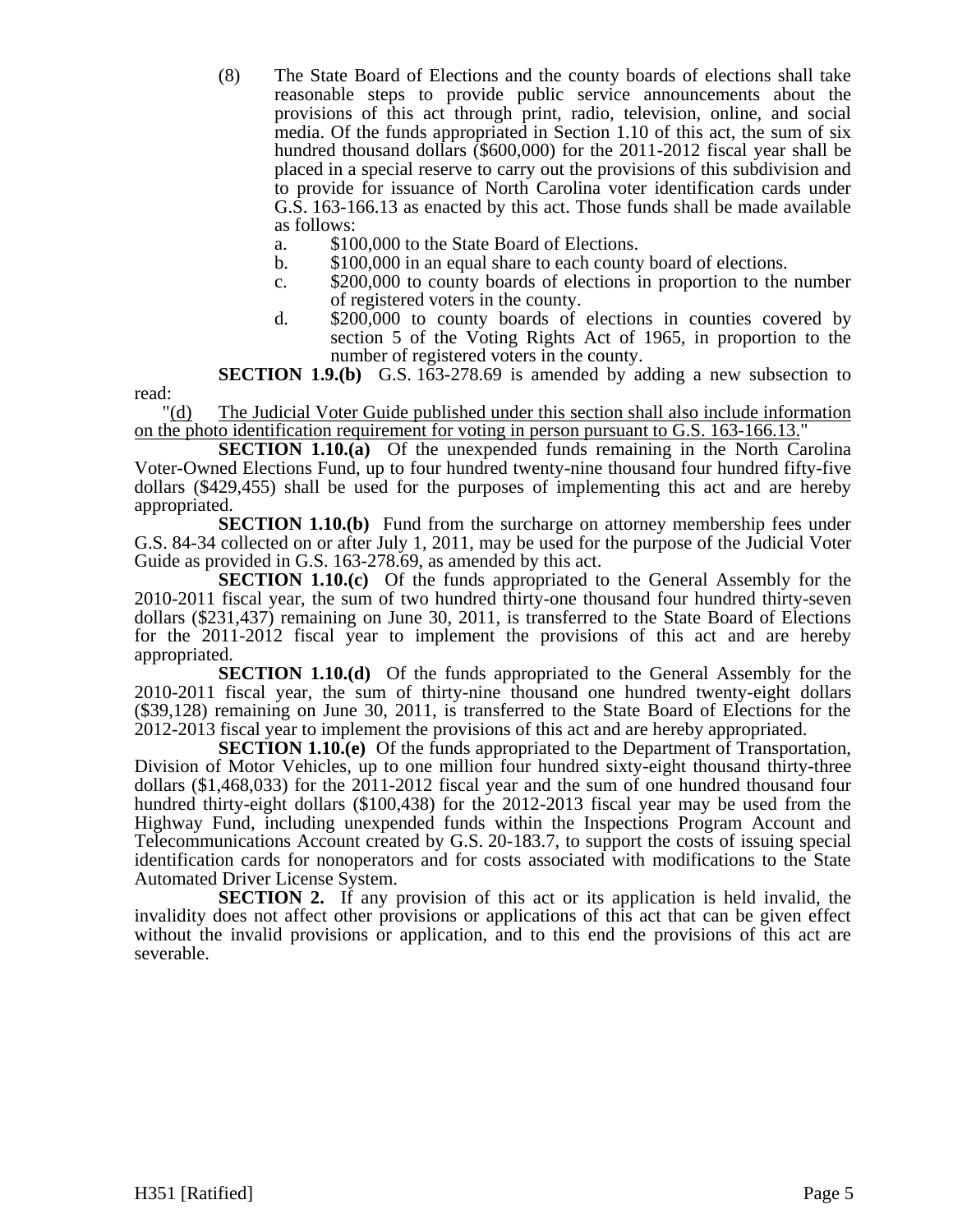(8) The State Board of Elections and the county boards of elections shall take reasonable steps to provide public service announcements about the provisions of this act through print, radio, television, online, and social media. Of the funds appropriated in Section 1.10 of this act, the sum of six hundred thousand dollars ($600,000) for the 2011-2012 fiscal year shall be placed in a special reserve to carry out the provisions of this subdivision and to provide for issuance of North Carolina voter identification cards under G.S. 163-166.13 as enacted by this act. Those funds shall be made available as follows:

a. $100,000 to the State Board of Elections.

b. $100,000 in an equal share to each county board of elections.

c. $200,000 to county boards of elections in proportion to the number of registered voters in the county.

d. $200,000 to county boards of elections in counties covered by section 5 of the Voting Rights Act of 1965, in proportion to the number of registered voters in the county.

**SECTION 1.9.(b)** G.S. 163-278.69 is amended by adding a new subsection to read:

"(d) The Judicial Voter Guide published under this section shall also include information on the photo identification requirement for voting in person pursuant to G.S. 163-166.13."

**SECTION 1.10.(a)** Of the unexpended funds remaining in the North Carolina Voter-Owned Elections Fund, up to four hundred twenty-nine thousand four hundred fifty-five dollars ($429,455) shall be used for the purposes of implementing this act and are hereby appropriated.

**SECTION 1.10.(b)** Fund from the surcharge on attorney membership fees under G.S. 84-34 collected on or after July 1, 2011, may be used for the purpose of the Judicial Voter Guide as provided in G.S. 163-278.69, as amended by this act.

**SECTION 1.10.(c)** Of the funds appropriated to the General Assembly for the 2010-2011 fiscal year, the sum of two hundred thirty-one thousand four hundred thirty-seven dollars ($231,437) remaining on June 30, 2011, is transferred to the State Board of Elections for the 2011-2012 fiscal year to implement the provisions of this act and are hereby appropriated.

**SECTION 1.10.(d)** Of the funds appropriated to the General Assembly for the 2010-2011 fiscal year, the sum of thirty-nine thousand one hundred twenty-eight dollars ($39,128) remaining on June 30, 2011, is transferred to the State Board of Elections for the 2012-2013 fiscal year to implement the provisions of this act and are hereby appropriated.

**SECTION 1.10.(e)** Of the funds appropriated to the Department of Transportation, Division of Motor Vehicles, up to one million four hundred sixty-eight thousand thirty-three dollars ($1,468,033) for the 2011-2012 fiscal year and the sum of one hundred thousand four hundred thirty-eight dollars ($100,438) for the 2012-2013 fiscal year may be used from the Highway Fund, including unexpended funds within the Inspections Program Account and Telecommunications Account created by G.S. 20-183.7, to support the costs of issuing special identification cards for nonoperators and for costs associated with modifications to the State Automated Driver License System.

**SECTION 2.** If any provision of this act or its application is held invalid, the invalidity does not affect other provisions or applications of this act that can be given effect without the invalid provisions or application, and to this end the provisions of this act are severable.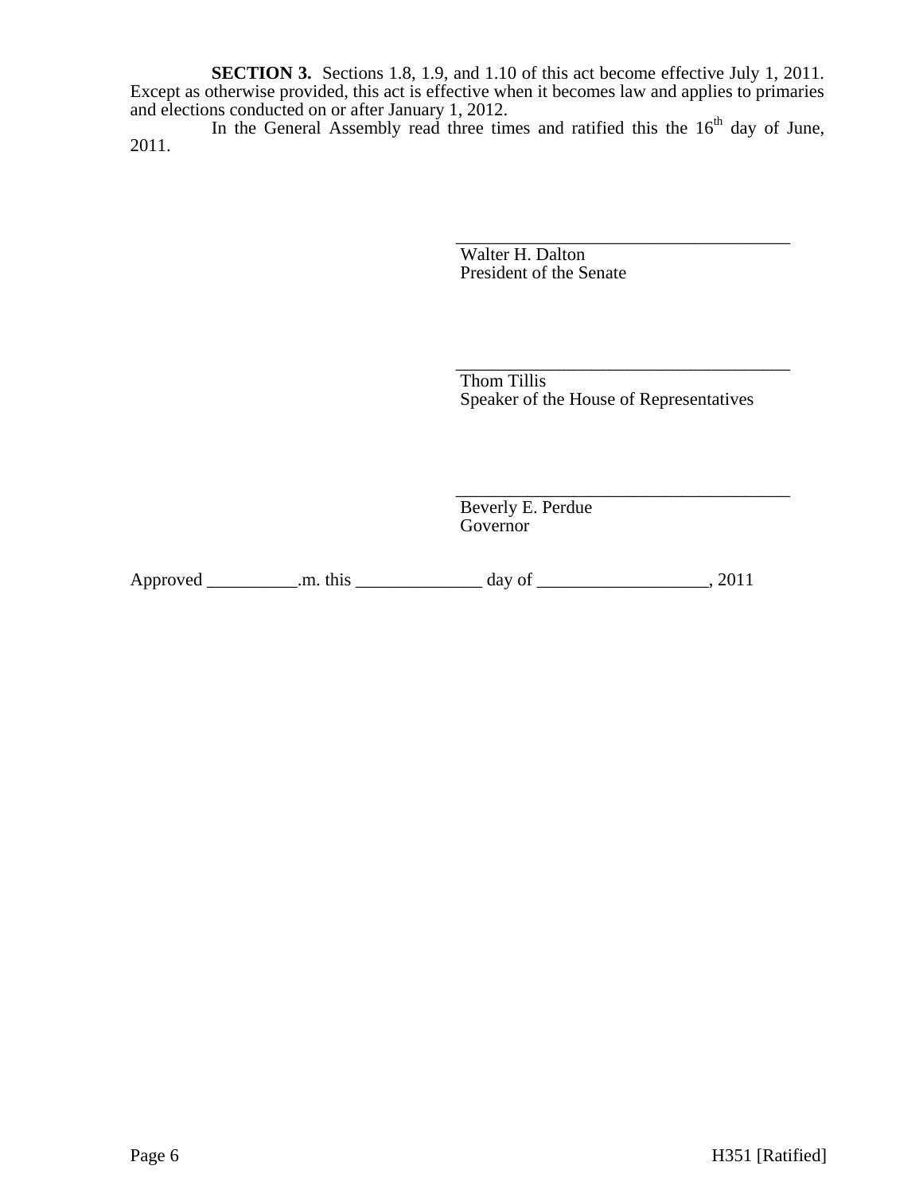**SECTION 3.** Sections 1.8, 1.9, and 1.10 of this act become effective July 1, 2011. Except as otherwise provided, this act is effective when it becomes law and applies to primaries and elections conducted on or after January 1, 2012.

In the General Assembly read three times and ratified this the 16th day of June, 2011.

\_\_\_\_\_\_\_\_\_\_\_\_\_\_\_\_\_\_\_\_\_\_\_\_\_\_\_\_\_\_\_\_\_\_\_\_\_\_
Walter H. Dalton
President of the Senate

\_\_\_\_\_\_\_\_\_\_\_\_\_\_\_\_\_\_\_\_\_\_\_\_\_\_\_\_\_\_\_\_\_\_\_\_\_\_
Thom Tillis
Speaker of the House of Representatives

\_\_\_\_\_\_\_\_\_\_\_\_\_\_\_\_\_\_\_\_\_\_\_\_\_\_\_\_\_\_\_\_\_\_\_\_\_\_
Beverly E. Perdue
Governor

Approved \_\_\_\_\_\_\_\_\_\_.m. this \_\_\_\_\_\_\_\_\_\_\_\_\_\_ day of \_\_\_\_\_\_\_\_\_\_\_\_\_\_\_\_\_\_\_, 2011